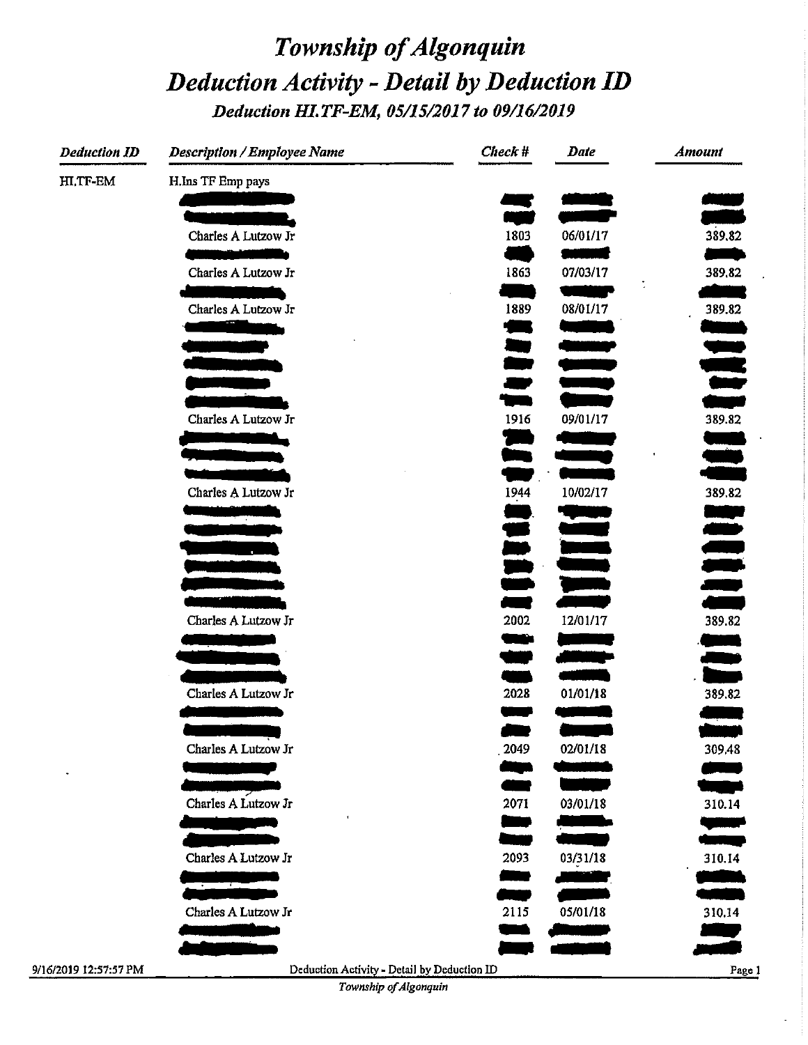# Township of Algonquin

## Deduction Activity - Detail by Deduction ID

### Deduction HI.TF-EM, 05/15/2017 to 09/16/2019

| Deduction ID | Description / Employee Name | Check # | Date | Amount |
|---|---|---|---|---|
| HI.TF-EM | H.Ins TF Emp pays | | | |
| | Charles A Lutzow Jr | 1803 | 06/01/17 | 389.82 |
| | Charles A Lutzow Jr | 1863 | 07/03/17 | 389.82 |
| | Charles A Lutzow Jr | 1889 | 08/01/17 | 389.82 |
| | Charles A Lutzow Jr | 1916 | 09/01/17 | 389.82 |
| | Charles A Lutzow Jr | 1944 | 10/02/17 | 389.82 |
| | Charles A Lutzow Jr | 2002 | 12/01/17 | 389.82 |
| | Charles A Lutzow Jr | 2028 | 01/01/18 | 389.82 |
| | Charles A Lutzow Jr | 2049 | 02/01/18 | 309.48 |
| | Charles A Lutzow Jr | 2071 | 03/01/18 | 310.14 |
| | Charles A Lutzow Jr | 2093 | 03/31/18 | 310.14 |
| | Charles A Lutzow Jr | 2115 | 05/01/18 | 310.14 |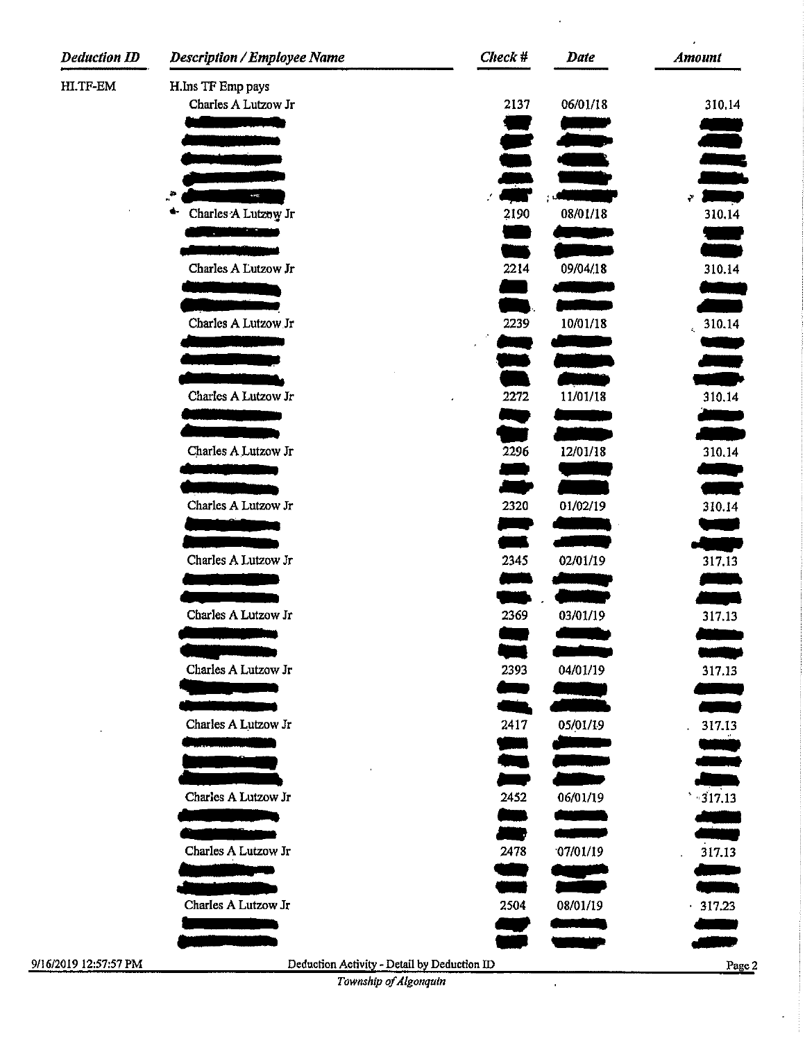| Deduction ID | Description / Employee Name | Check # | Date | Amount |
|---|---|---|---|---|
| HI.TF-EM | H.Ins TF Emp pays | | | |
| | Charles A Lutzow Jr | 2137 | 06/01/18 | 310.14 |
| | Charles A Lutzow Jr | 2190 | 08/01/18 | 310.14 |
| | Charles A Lutzow Jr | 2214 | 09/04/18 | 310.14 |
| | Charles A Lutzow Jr | 2239 | 10/01/18 | 310.14 |
| | Charles A Lutzow Jr | 2272 | 11/01/18 | 310.14 |
| | Charles A Lutzow Jr | 2296 | 12/01/18 | 310.14 |
| | Charles A Lutzow Jr | 2320 | 01/02/19 | 310.14 |
| | Charles A Lutzow Jr | 2345 | 02/01/19 | 317.13 |
| | Charles A Lutzow Jr | 2369 | 03/01/19 | 317.13 |
| | Charles A Lutzow Jr | 2393 | 04/01/19 | 317.13 |
| | Charles A Lutzow Jr | 2417 | 05/01/19 | 317.13 |
| | Charles A Lutzow Jr | 2452 | 06/01/19 | 317.13 |
| | Charles A Lutzow Jr | 2478 | 07/01/19 | 317.13 |
| | Charles A Lutzow Jr | 2504 | 08/01/19 | 317.23 |

9/16/2019 12:57:57 PM — Deduction Activity - Detail by Deduction ID

*Township of Algonquin*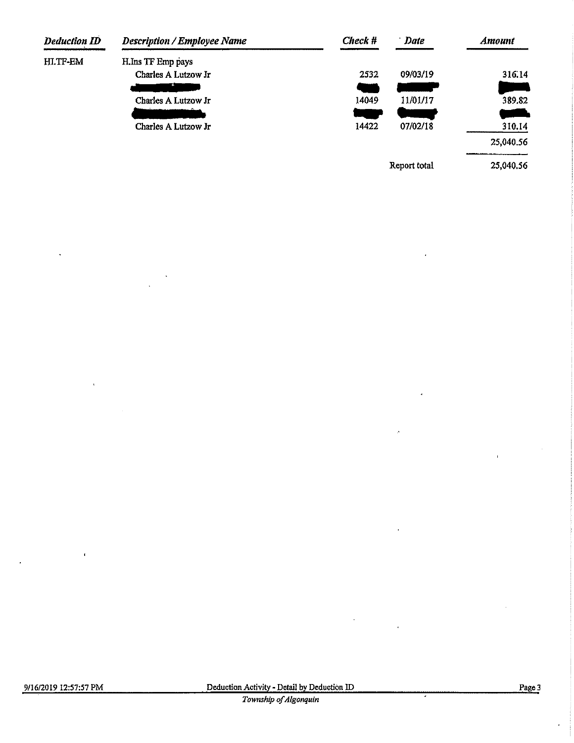| Deduction ID | Description / Employee Name | Check # | Date | Amount |
|---|---|---|---|---|
| HI.TF-EM | H.Ins TF Emp pays | | | |
| | Charles A Lutzow Jr | 2532 | 09/03/19 | 316.14 |
| | [redacted] | [redacted] | [redacted] | [redacted] |
| | Charles A Lutzow Jr | 14049 | 11/01/17 | 389.82 |
| | [redacted] | [redacted] | [redacted] | [redacted] |
| | Charles A Lutzow Jr | 14422 | 07/02/18 | 310.14 |
| | | | | 25,040.56 |
| | | | Report total | 25,040.56 |

9/16/2019 12:57:57 PM — Deduction Activity - Detail by Deduction ID — *Township of Algonquin*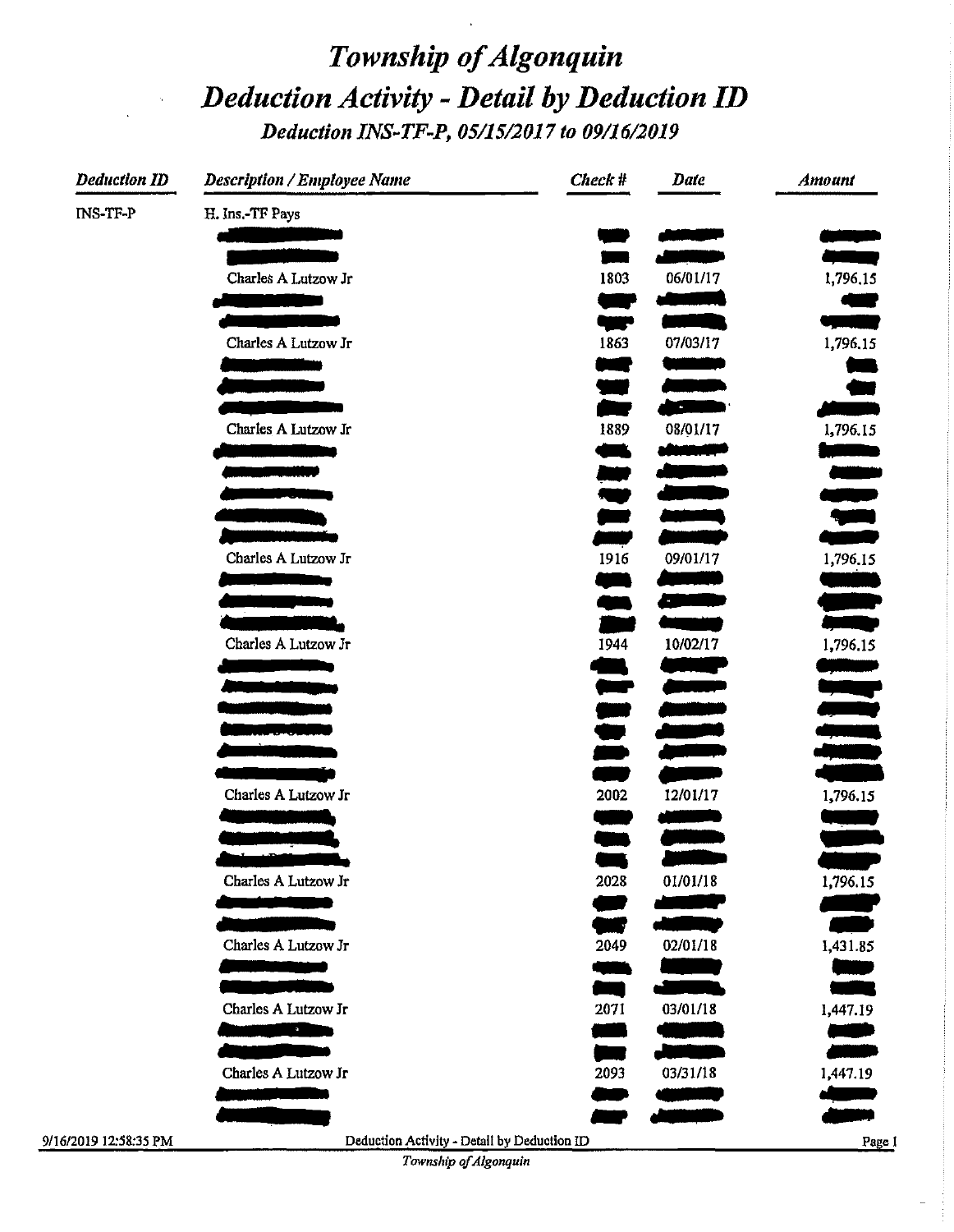# Township of Algonquin

## Deduction Activity - Detail by Deduction ID

### Deduction INS-TF-P, 05/15/2017 to 09/16/2019

| Deduction ID | Description / Employee Name | Check # | Date | Amount |
|---|---|---|---|---|
| INS-TF-P | H. Ins.-TF Pays | | | |
| | [redacted] | [redacted] | [redacted] | [redacted] |
| | [redacted] | [redacted] | [redacted] | [redacted] |
| | Charles A Lutzow Jr | 1803 | 06/01/17 | 1,796.15 |
| | [redacted] | [redacted] | [redacted] | [redacted] |
| | [redacted] | [redacted] | [redacted] | [redacted] |
| | Charles A Lutzow Jr | 1863 | 07/03/17 | 1,796.15 |
| | [redacted] | [redacted] | [redacted] | [redacted] |
| | [redacted] | [redacted] | [redacted] | [redacted] |
| | [redacted] | [redacted] | [redacted] | [redacted] |
| | Charles A Lutzow Jr | 1889 | 08/01/17 | 1,796.15 |
| | [redacted] | [redacted] | [redacted] | [redacted] |
| | [redacted] | [redacted] | [redacted] | [redacted] |
| | [redacted] | [redacted] | [redacted] | [redacted] |
| | [redacted] | [redacted] | [redacted] | [redacted] |
| | [redacted] | [redacted] | [redacted] | [redacted] |
| | Charles A Lutzow Jr | 1916 | 09/01/17 | 1,796.15 |
| | [redacted] | [redacted] | [redacted] | [redacted] |
| | [redacted] | [redacted] | [redacted] | [redacted] |
| | [redacted] | [redacted] | [redacted] | [redacted] |
| | Charles A Lutzow Jr | 1944 | 10/02/17 | 1,796.15 |
| | [redacted] | [redacted] | [redacted] | [redacted] |
| | [redacted] | [redacted] | [redacted] | [redacted] |
| | [redacted] | [redacted] | [redacted] | [redacted] |
| | [redacted] | [redacted] | [redacted] | [redacted] |
| | [redacted] | [redacted] | [redacted] | [redacted] |
| | [redacted] | [redacted] | [redacted] | [redacted] |
| | Charles A Lutzow Jr | 2002 | 12/01/17 | 1,796.15 |
| | [redacted] | [redacted] | [redacted] | [redacted] |
| | [redacted] | [redacted] | [redacted] | [redacted] |
| | [redacted] | [redacted] | [redacted] | [redacted] |
| | Charles A Lutzow Jr | 2028 | 01/01/18 | 1,796.15 |
| | [redacted] | [redacted] | [redacted] | [redacted] |
| | [redacted] | [redacted] | [redacted] | [redacted] |
| | Charles A Lutzow Jr | 2049 | 02/01/18 | 1,431.85 |
| | [redacted] | [redacted] | [redacted] | [redacted] |
| | [redacted] | [redacted] | [redacted] | [redacted] |
| | Charles A Lutzow Jr | 2071 | 03/01/18 | 1,447.19 |
| | [redacted] | [redacted] | [redacted] | [redacted] |
| | [redacted] | [redacted] | [redacted] | [redacted] |
| | Charles A Lutzow Jr | 2093 | 03/31/18 | 1,447.19 |
| | [redacted] | [redacted] | [redacted] | [redacted] |
| | [redacted] | [redacted] | [redacted] | [redacted] |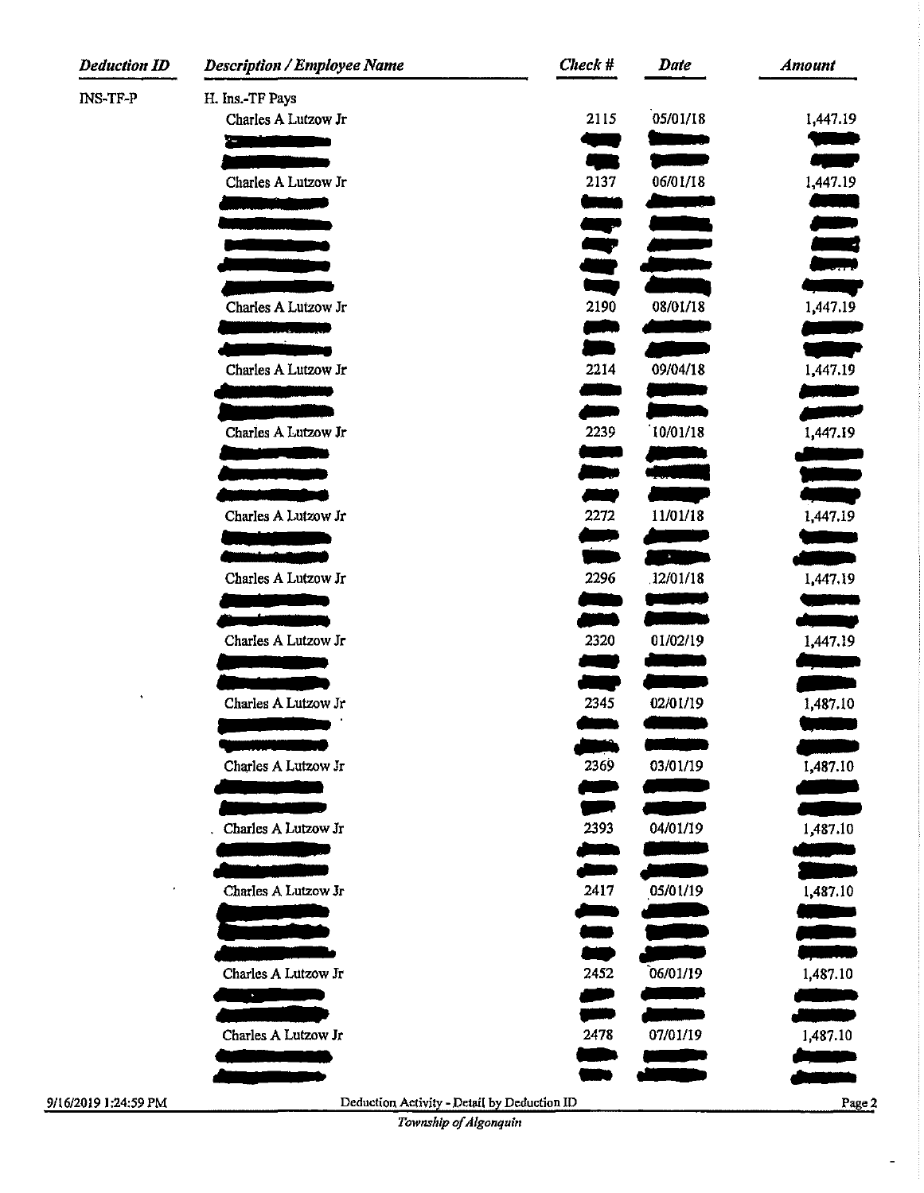| Deduction ID | Description / Employee Name | Check # | Date | Amount |
|---|---|---|---|---|
| INS-TF-P | H. Ins.-TF Pays | | | |
| | Charles A Lutzow Jr | 2115 | 05/01/18 | 1,447.19 |
| | Charles A Lutzow Jr | 2137 | 06/01/18 | 1,447.19 |
| | Charles A Lutzow Jr | 2190 | 08/01/18 | 1,447.19 |
| | Charles A Lutzow Jr | 2214 | 09/04/18 | 1,447.19 |
| | Charles A Lutzow Jr | 2239 | 10/01/18 | 1,447.19 |
| | Charles A Lutzow Jr | 2272 | 11/01/18 | 1,447.19 |
| | Charles A Lutzow Jr | 2296 | 12/01/18 | 1,447.19 |
| | Charles A Lutzow Jr | 2320 | 01/02/19 | 1,447.19 |
| | Charles A Lutzow Jr | 2345 | 02/01/19 | 1,487.10 |
| | Charles A Lutzow Jr | 2369 | 03/01/19 | 1,487.10 |
| | Charles A Lutzow Jr | 2393 | 04/01/19 | 1,487.10 |
| | Charles A Lutzow Jr | 2417 | 05/01/19 | 1,487.10 |
| | Charles A Lutzow Jr | 2452 | 06/01/19 | 1,487.10 |
| | Charles A Lutzow Jr | 2478 | 07/01/19 | 1,487.10 |

9/16/2019 1:24:59 PM — Deduction Activity - Detail by Deduction ID

*Township of Algonquin*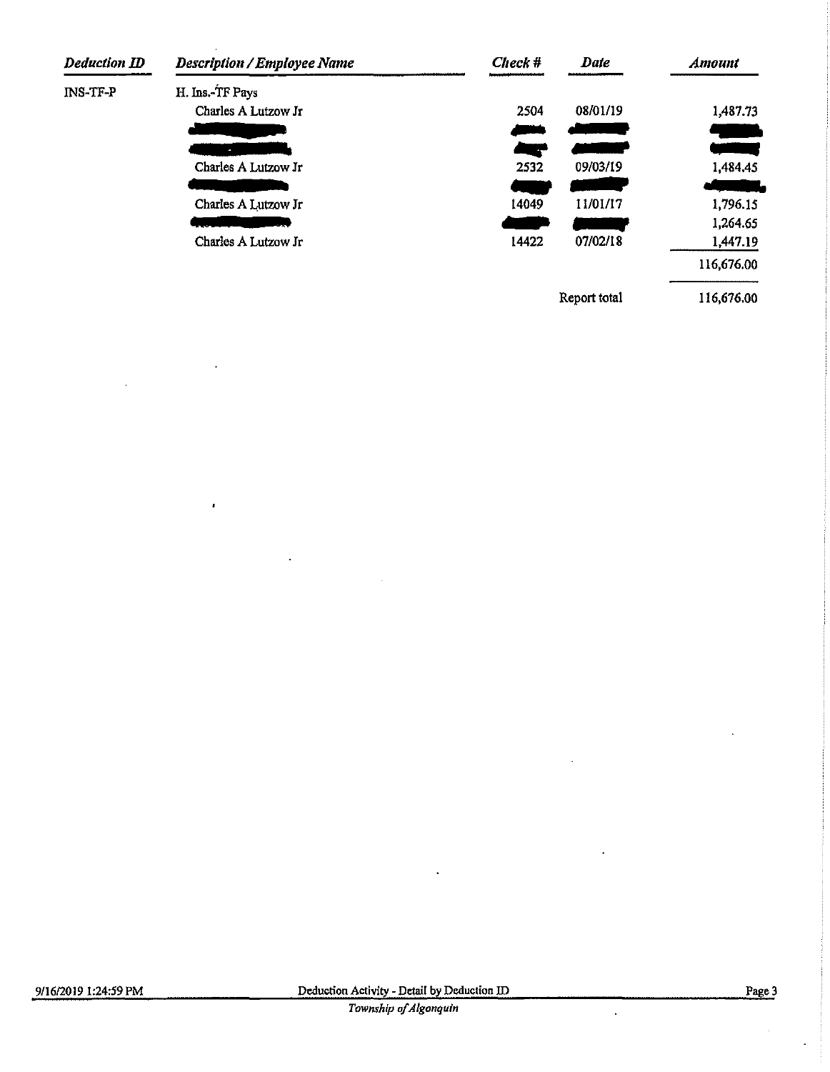| Deduction ID | Description / Employee Name | Check # | Date | Amount |
|---|---|---|---|---|
| INS-TF-P | H. Ins.-TF Pays | | | |
| | Charles A Lutzow Jr | 2504 | 08/01/19 | 1,487.73 |
| | [redacted] | [redacted] | [redacted] | [redacted] |
| | [redacted] | [redacted] | [redacted] | [redacted] |
| | Charles A Lutzow Jr | 2532 | 09/03/19 | 1,484.45 |
| | [redacted] | [redacted] | [redacted] | [redacted] |
| | Charles A Lutzow Jr | 14049 | 11/01/17 | 1,796.15 |
| | [redacted] | [redacted] | [redacted] | 1,264.65 |
| | Charles A Lutzow Jr | 14422 | 07/02/18 | 1,447.19 |
| | | | | 116,676.00 |
| | | | Report total | 116,676.00 |

9/16/2019 1:24:59 PM — Deduction Activity - Detail by Deduction ID — *Township of Algonquin*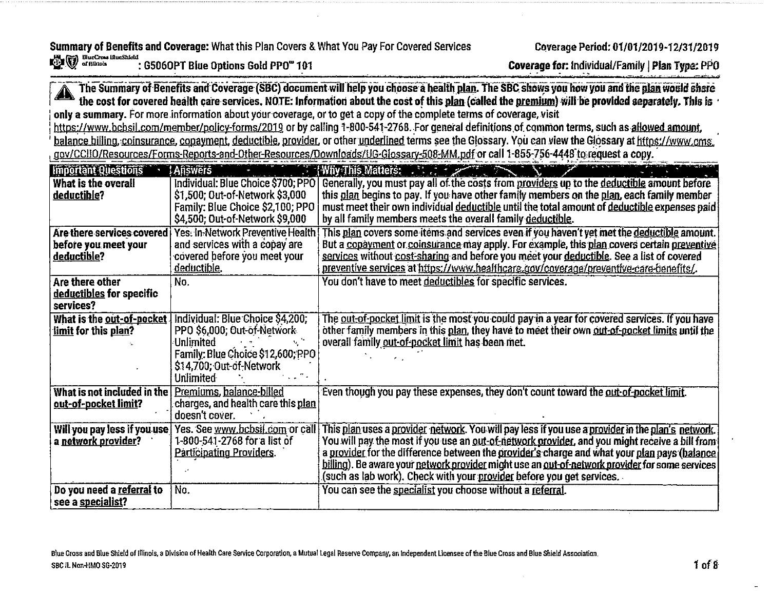**Summary of Benefits and Coverage:** What this Plan Covers & What You Pay For Covered Services

Coverage Period: 01/01/2019-12/31/2019

BlueCross BlueShield of Illinois : G506OPT Blue Options Gold PPO℠ 101

**Coverage for:** Individual/Family | **Plan Type:** PPO

**The Summary of Benefits and Coverage (SBC) document will help you choose a health plan. The SBC shows you how you and the plan would share the cost for covered health care services. NOTE: Information about the cost of this plan (called the premium) will be provided separately. This is only a summary.** For more information about your coverage, or to get a copy of the complete terms of coverage, visit https://www.bcbsil.com/member/policy-forms/2019 or by calling 1-800-541-2768. For general definitions of common terms, such as allowed amount, balance billing, coinsurance, copayment, deductible, provider, or other underlined terms see the Glossary. You can view the Glossary at https://www.cms.gov/CCIIO/Resources/Forms-Reports-and-Other-Resources/Downloads/UG-Glossary-508-MM.pdf or call 1-855-756-4448 to request a copy.

| Important Questions | Answers | Why This Matters: |
|---|---|---|
| **What is the overall deductible?** | Individual: Blue Choice $700; PPO $1,500; Out-of-Network $3,000 Family: Blue Choice $2,100; PPO $4,500; Out-of-Network $9,000 | Generally, you must pay all of the costs from providers up to the deductible amount before this plan begins to pay. If you have other family members on the plan, each family member must meet their own individual deductible until the total amount of deductible expenses paid by all family members meets the overall family deductible. |
| **Are there services covered before you meet your deductible?** | Yes. In-Network Preventive Health and services with a copay are covered before you meet your deductible. | This plan covers some items and services even if you haven't yet met the deductible amount. But a copayment or coinsurance may apply. For example, this plan covers certain preventive services without cost-sharing and before you meet your deductible. See a list of covered preventive services at https://www.healthcare.gov/coverage/preventive-care-benefits/. |
| **Are there other deductibles for specific services?** | No. | You don't have to meet deductibles for specific services. |
| **What is the out-of-pocket limit for this plan?** | Individual: Blue Choice $4,200; PPO $6,000; Out-of-Network Unlimited Family: Blue Choice $12,600; PPO $14,700; Out-of-Network Unlimited | The out-of-pocket limit is the most you could pay in a year for covered services. If you have other family members in this plan, they have to meet their own out-of-pocket limits until the overall family out-of-pocket limit has been met. |
| **What is not included in the out-of-pocket limit?** | Premiums, balance-billed charges, and health care this plan doesn't cover. | Even though you pay these expenses, they don't count toward the out-of-pocket limit. |
| **Will you pay less if you use a network provider?** | Yes. See www.bcbsil.com or call 1-800-541-2768 for a list of Participating Providers. | This plan uses a provider network. You will pay less if you use a provider in the plan's network. You will pay the most if you use an out-of-network provider, and you might receive a bill from a provider for the difference between the provider's charge and what your plan pays (balance billing). Be aware your network provider might use an out-of-network provider for some services (such as lab work). Check with your provider before you get services. |
| **Do you need a referral to see a specialist?** | No. | You can see the specialist you choose without a referral. |

Blue Cross and Blue Shield of Illinois, a Division of Health Care Service Corporation, a Mutual Legal Reserve Company, an Independent Licensee of the Blue Cross and Blue Shield Association.

SBC IL Non-HMO SG-2019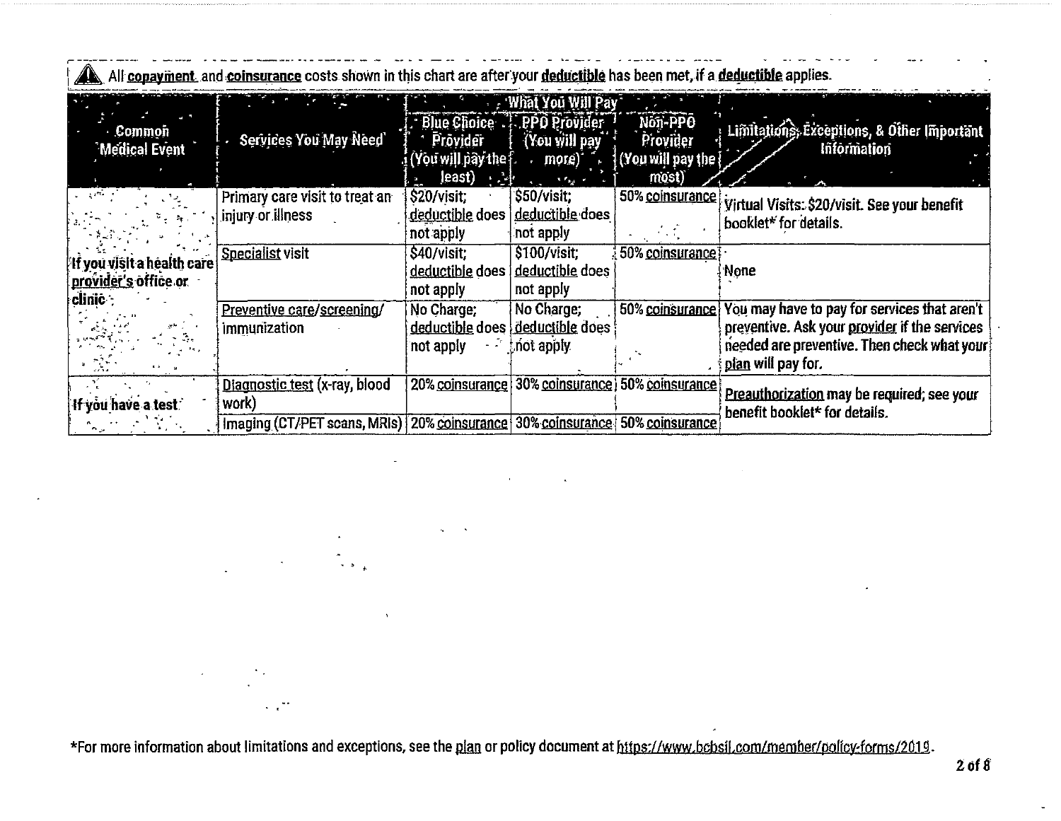All copayment and coinsurance costs shown in this chart are after your deductible has been met, if a deductible applies.

| Common Medical Event | Services You May Need | What You Will Pay | | | Limitations, Exceptions, & Other Important Information |
|---|---|---|---|---|---|
| | | Blue Choice Provider (You will pay the least) | PPO Provider (You will pay more) | Non-PPO Provider (You will pay the most) | |
| If you visit a health care provider's office or clinic | Primary care visit to treat an injury or illness | $20/visit; deductible does not apply | $50/visit; deductible does not apply | 50% coinsurance | Virtual Visits: $20/visit. See your benefit booklet* for details. |
| | Specialist visit | $40/visit; deductible does not apply | $100/visit; deductible does not apply | 50% coinsurance | None |
| | Preventive care/screening/ immunization | No Charge; deductible does not apply | No Charge; deductible does not apply | 50% coinsurance | You may have to pay for services that aren't preventive. Ask your provider if the services needed are preventive. Then check what your plan will pay for. |
| If you have a test | Diagnostic test (x-ray, blood work) | 20% coinsurance | 30% coinsurance | 50% coinsurance | Preauthorization may be required; see your benefit booklet* for details. |
| | Imaging (CT/PET scans, MRIs) | 20% coinsurance | 30% coinsurance | 50% coinsurance | |

*For more information about limitations and exceptions, see the plan or policy document at https://www.bcbsil.com/member/policy-forms/2019.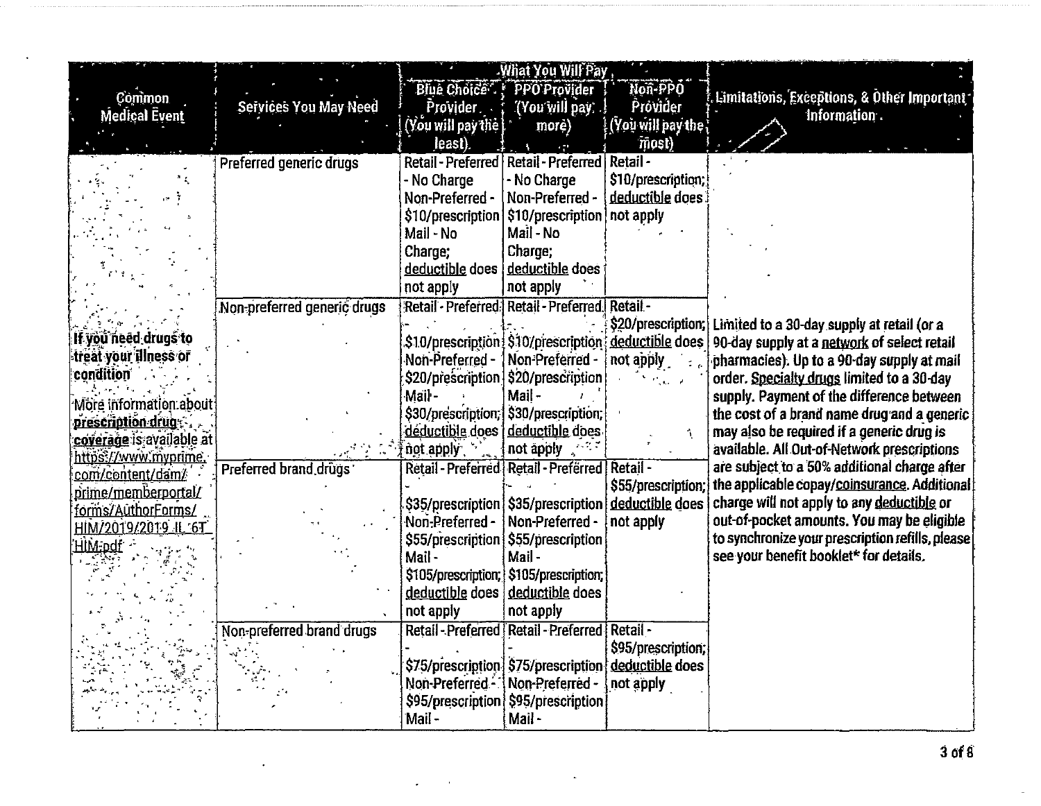| Common Medical Event | Services You May Need | What You Will Pay | | | Limitations, Exceptions, & Other Important Information |
|---|---|---|---|---|---|
| | | Blue Choice Provider (You will pay the least) | PPO Provider (You will pay more) | Non-PPO Provider (You will pay the most) | |
| If you need drugs to treat your illness or condition<br><br>More information about prescription drug coverage is available at https://www.myprime.com/content/dam/prime/memberportal/forms/AuthorForms/HIM/2019/2019_IL_6T_HIM.pdf | Preferred generic drugs | Retail - Preferred - No Charge<br>Non-Preferred - $10/prescription<br>Mail - No Charge;<br>deductible does not apply | Retail - Preferred - No Charge<br>Non-Preferred - $10/prescription<br>Mail - No Charge;<br>deductible does not apply | Retail - $10/prescription; deductible does not apply | Limited to a 30-day supply at retail (or a 90-day supply at a network of select retail pharmacies). Up to a 90-day supply at mail order. Specialty drugs limited to a 30-day supply. Payment of the difference between the cost of a brand name drug and a generic may also be required if a generic drug is available. All Out-of-Network prescriptions are subject to a 50% additional charge after the applicable copay/coinsurance. Additional charge will not apply to any deductible or out-of-pocket amounts. You may be eligible to synchronize your prescription refills, please see your benefit booklet* for details. |
| | Non-preferred generic drugs | Retail - Preferred - $10/prescription<br>Non-Preferred - $20/prescription<br>Mail - $30/prescription;<br>deductible does not apply | Retail - Preferred - $10/prescription<br>Non-Preferred - $20/prescription<br>Mail - $30/prescription;<br>deductible does not apply | Retail - $20/prescription; deductible does not apply | |
| | Preferred brand drugs | Retail - Preferred - $35/prescription<br>Non-Preferred - $55/prescription<br>Mail - $105/prescription;<br>deductible does not apply | Retail - Preferred - $35/prescription<br>Non-Preferred - $55/prescription<br>Mail - $105/prescription;<br>deductible does not apply | Retail - $55/prescription; deductible does not apply | |
| | Non-preferred brand drugs | Retail - Preferred - $75/prescription<br>Non-Preferred - $95/prescription<br>Mail - | Retail - Preferred - $75/prescription<br>Non-Preferred - $95/prescription<br>Mail - | Retail - $95/prescription; deductible does not apply | |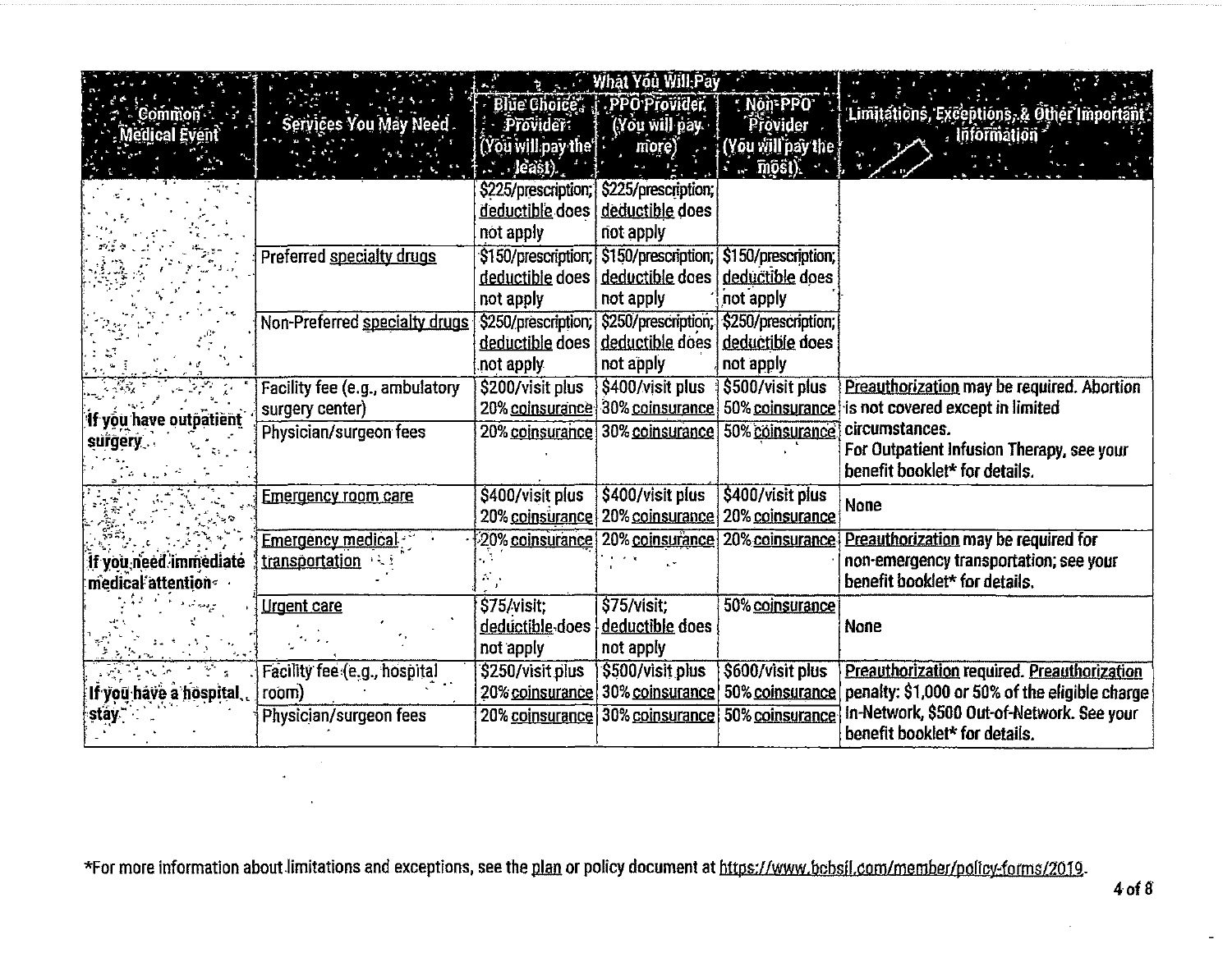| Common Medical Event | Services You May Need | What You Will Pay | | | Limitations, Exceptions, & Other Important Information |
|---|---|---|---|---|---|
| | | Blue Choice Provider (You will pay the least) | PPO Provider (You will pay more) | Non-PPO Provider (You will pay the most) | |
| | | $225/prescription; deductible does not apply | $225/prescription; deductible does not apply | | |
| | Preferred specialty drugs | $150/prescription; deductible does not apply | $150/prescription; deductible does not apply | $150/prescription; deductible does not apply | |
| | Non-Preferred specialty drugs | $250/prescription; deductible does not apply | $250/prescription; deductible does not apply | $250/prescription; deductible does not apply | |
| If you have outpatient surgery | Facility fee (e.g., ambulatory surgery center) | $200/visit plus 20% coinsurance | $400/visit plus 30% coinsurance | $500/visit plus 50% coinsurance | Preauthorization may be required. Abortion is not covered except in limited circumstances. For Outpatient Infusion Therapy, see your benefit booklet* for details. |
| | Physician/surgeon fees | 20% coinsurance | 30% coinsurance | 50% coinsurance | |
| If you need immediate medical attention | Emergency room care | $400/visit plus 20% coinsurance | $400/visit plus 20% coinsurance | $400/visit plus 20% coinsurance | None |
| | Emergency medical transportation | 20% coinsurance | 20% coinsurance | 20% coinsurance | Preauthorization may be required for non-emergency transportation; see your benefit booklet* for details. |
| | Urgent care | $75/visit; deductible does not apply | $75/visit; deductible does not apply | 50% coinsurance | None |
| If you have a hospital stay | Facility fee (e.g., hospital room) | $250/visit plus 20% coinsurance | $500/visit plus 30% coinsurance | $600/visit plus 50% coinsurance | Preauthorization required. Preauthorization penalty: $1,000 or 50% of the eligible charge In-Network, $500 Out-of-Network. See your benefit booklet* for details. |
| | Physician/surgeon fees | 20% coinsurance | 30% coinsurance | 50% coinsurance | |

*For more information about limitations and exceptions, see the plan or policy document at https://www.bcbsil.com/member/policy-forms/2019.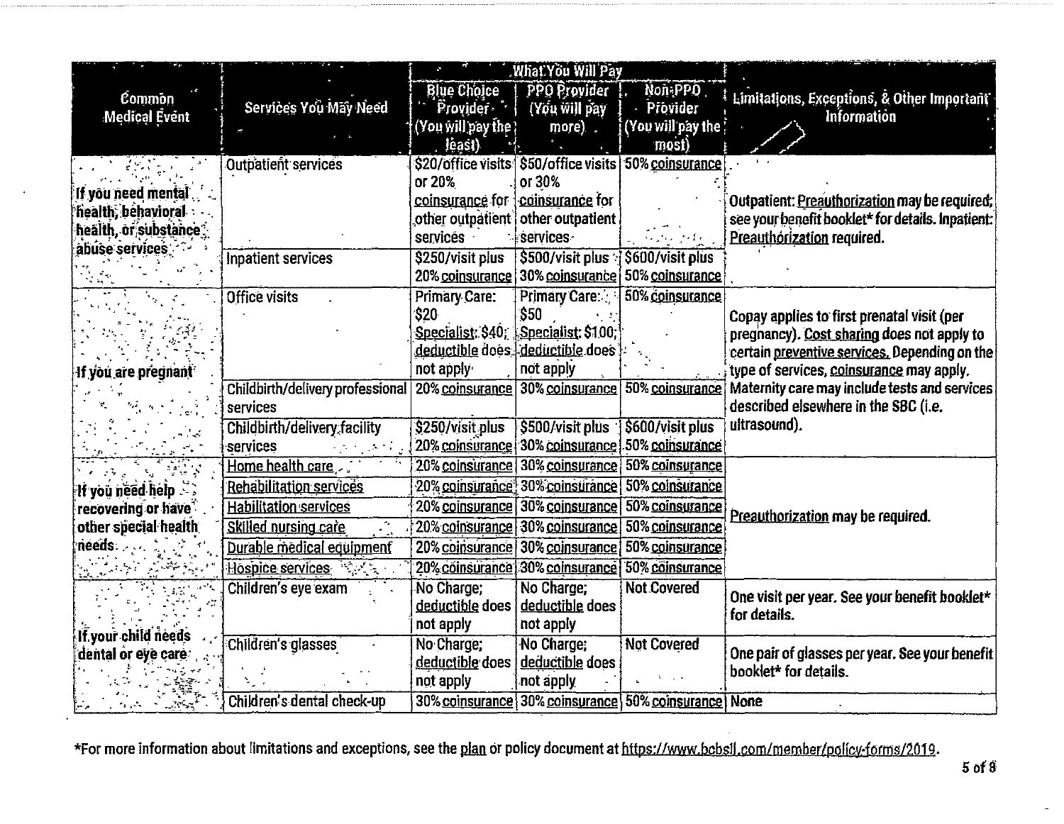| Common Medical Event | Services You May Need | What You Will Pay | | | Limitations, Exceptions, & Other Important Information |
|---|---|---|---|---|---|
| | | Blue Choice Provider (You will pay the least) | PPO Provider (You will pay more) | Non-PPO Provider (You will pay the most) | |
| If you need mental health, behavioral health, or substance abuse services | Outpatient services | $20/office visits or 20% coinsurance for other outpatient services | $50/office visits or 30% coinsurance for other outpatient services | 50% coinsurance | Outpatient: Preauthorization may be required; see your benefit booklet* for details. Inpatient: Preauthorization required. |
| | Inpatient services | $250/visit plus 20% coinsurance | $500/visit plus 30% coinsurance | $600/visit plus 50% coinsurance | |
| If you are pregnant | Office visits | Primary Care: $20 Specialist: $40; deductible does not apply | Primary Care: $50 Specialist: $100; deductible does not apply | 50% coinsurance | Copay applies to first prenatal visit (per pregnancy). Cost sharing does not apply to certain preventive services. Depending on the type of services, coinsurance may apply. Maternity care may include tests and services described elsewhere in the SBC (i.e. ultrasound). |
| | Childbirth/delivery professional services | 20% coinsurance | 30% coinsurance | 50% coinsurance | |
| | Childbirth/delivery facility services | $250/visit plus 20% coinsurance | $500/visit plus 30% coinsurance | $600/visit plus 50% coinsurance | |
| If you need help recovering or have other special health needs | Home health care | 20% coinsurance | 30% coinsurance | 50% coinsurance | Preauthorization may be required. |
| | Rehabilitation services | 20% coinsurance | 30% coinsurance | 50% coinsurance | |
| | Habilitation services | 20% coinsurance | 30% coinsurance | 50% coinsurance | |
| | Skilled nursing care | 20% coinsurance | 30% coinsurance | 50% coinsurance | |
| | Durable medical equipment | 20% coinsurance | 30% coinsurance | 50% coinsurance | |
| | Hospice services | 20% coinsurance | 30% coinsurance | 50% coinsurance | |
| If your child needs dental or eye care | Children's eye exam | No Charge; deductible does not apply | No Charge; deductible does not apply | Not Covered | One visit per year. See your benefit booklet* for details. |
| | Children's glasses | No Charge; deductible does not apply | No Charge; deductible does not apply | Not Covered | One pair of glasses per year. See your benefit booklet* for details. |
| | Children's dental check-up | 30% coinsurance | 30% coinsurance | 50% coinsurance | None |

*For more information about limitations and exceptions, see the plan or policy document at https://www.bcbsil.com/member/policy-forms/2019.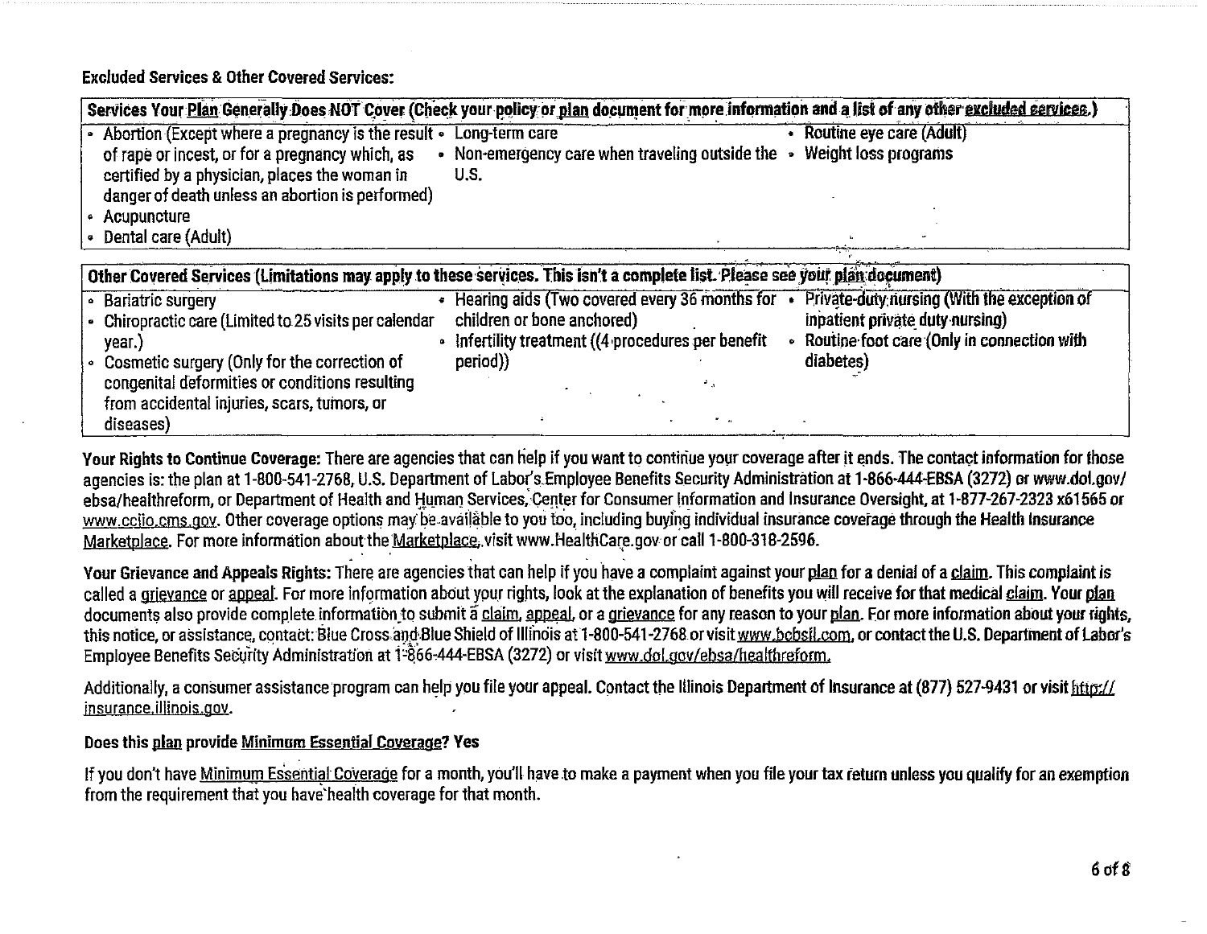**Excluded Services & Other Covered Services:**

| Services Your Plan Generally Does NOT Cover (Check your policy or plan document for more information and a list of any other excluded services.) | | |
|---|---|---|
| • Abortion (Except where a pregnancy is the result of rape or incest, or for a pregnancy which, as certified by a physician, places the woman in danger of death unless an abortion is performed)<br>• Acupuncture<br>• Dental care (Adult) | • Long-term care<br>• Non-emergency care when traveling outside the U.S. | • Routine eye care (Adult)<br>• Weight loss programs |

| Other Covered Services (Limitations may apply to these services. This isn't a complete list. Please see your plan document) | | |
|---|---|---|
| • Bariatric surgery<br>• Chiropractic care (Limited to 25 visits per calendar year.)<br>• Cosmetic surgery (Only for the correction of congenital deformities or conditions resulting from accidental injuries, scars, tumors, or diseases) | • Hearing aids (Two covered every 36 months for children or bone anchored)<br>• Infertility treatment ((4 procedures per benefit period)) | • Private-duty nursing (With the exception of inpatient private duty nursing)<br>• Routine foot care (Only in connection with diabetes) |

**Your Rights to Continue Coverage:** There are agencies that can help if you want to continue your coverage after it ends. The contact information for those agencies is: the plan at 1-800-541-2768, U.S. Department of Labor's Employee Benefits Security Administration at 1-866-444-EBSA (3272) or www.dol.gov/ebsa/healthreform, or Department of Health and Human Services, Center for Consumer Information and Insurance Oversight, at 1-877-267-2323 x61565 or www.cciio.cms.gov. Other coverage options may be available to you too, including buying individual insurance coverage through the Health Insurance Marketplace. For more information about the Marketplace, visit www.HealthCare.gov or call 1-800-318-2596.

**Your Grievance and Appeals Rights:** There are agencies that can help if you have a complaint against your plan for a denial of a claim. This complaint is called a grievance or appeal. For more information about your rights, look at the explanation of benefits you will receive for that medical claim. Your plan documents also provide complete information to submit a claim, appeal, or a grievance for any reason to your plan. For more information about your rights, this notice, or assistance, contact: Blue Cross and Blue Shield of Illinois at 1-800-541-2768 or visit www.bcbsil.com, or contact the U.S. Department of Labor's Employee Benefits Security Administration at 1-866-444-EBSA (3272) or visit www.dol.gov/ebsa/healthreform.

Additionally, a consumer assistance program can help you file your appeal. Contact the Illinois Department of Insurance at (877) 527-9431 or visit http://insurance.illinois.gov.

**Does this plan provide Minimum Essential Coverage? Yes**

If you don't have Minimum Essential Coverage for a month, you'll have to make a payment when you file your tax return unless you qualify for an exemption from the requirement that you have health coverage for that month.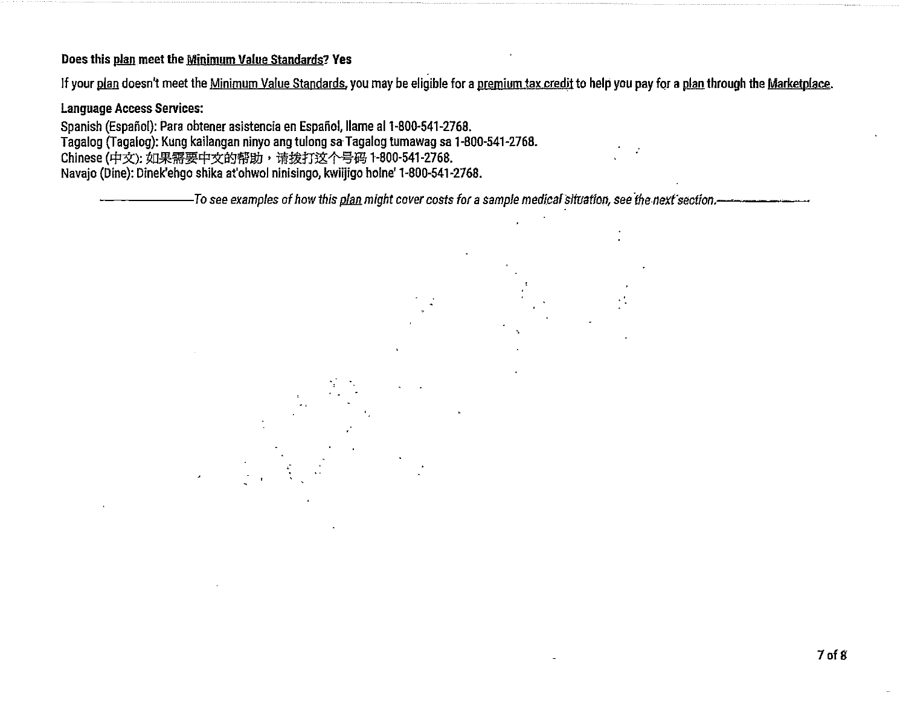**Does this plan meet the Minimum Value Standards? Yes**

If your plan doesn't meet the Minimum Value Standards, you may be eligible for a premium tax credit to help you pay for a plan through the Marketplace.

**Language Access Services:**

Spanish (Español): Para obtener asistencia en Español, llame al 1-800-541-2768.
Tagalog (Tagalog): Kung kailangan ninyo ang tulong sa Tagalog tumawag sa 1-800-541-2768.
Chinese (中文): 如果需要中文的帮助，请拨打这个号码 1-800-541-2768.
Navajo (Dine): Dinek'ehgo shika at'ohwol ninisingo, kwiijigo holne' 1-800-541-2768.

*To see examples of how this plan might cover costs for a sample medical situation, see the next section.*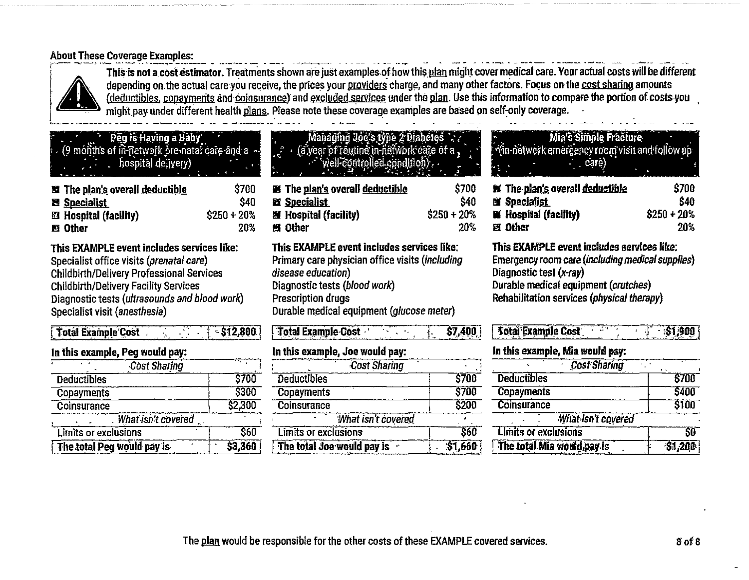## About These Coverage Examples:

**This is not a cost estimator.** Treatments shown are just examples of how this plan might cover medical care. Your actual costs will be different depending on the actual care you receive, the prices your providers charge, and many other factors. Focus on the cost sharing amounts (deductibles, copayments and coinsurance) and excluded services under the plan. Use this information to compare the portion of costs you might pay under different health plans. Please note these coverage examples are based on self-only coverage.

### Peg is Having a Baby
(9 months of in-network pre-natal care and a hospital delivery)

| | |
|---|---|
| **The plan's overall deductible** | $700 |
| **Specialist** | $40 |
| **Hospital (facility)** | $250 + 20% |
| **Other** | 20% |

**This EXAMPLE event includes services like:**
Specialist office visits (*prenatal care*)
Childbirth/Delivery Professional Services
Childbirth/Delivery Facility Services
Diagnostic tests (*ultrasounds and blood work*)
Specialist visit (*anesthesia*)

| **Total Example Cost** | **$12,800** |
|---|---|

**In this example, Peg would pay:**

| *Cost Sharing* | |
|---|---|
| Deductibles | $700 |
| Copayments | $300 |
| Coinsurance | $2,300 |
| *What isn't covered* | |
| Limits or exclusions | $60 |
| **The total Peg would pay is** | **$3,360** |

### Managing Joe's type 2 Diabetes
(a year of routine in-network care of a well-controlled condition)

| | |
|---|---|
| **The plan's overall deductible** | $700 |
| **Specialist** | $40 |
| **Hospital (facility)** | $250 + 20% |
| **Other** | 20% |

**This EXAMPLE event includes services like:**
Primary care physician office visits (*including disease education*)
Diagnostic tests (*blood work*)
Prescription drugs
Durable medical equipment (*glucose meter*)

| **Total Example Cost** | **$7,400** |
|---|---|

**In this example, Joe would pay:**

| *Cost Sharing* | |
|---|---|
| Deductibles | $700 |
| Copayments | $700 |
| Coinsurance | $200 |
| *What isn't covered* | |
| Limits or exclusions | $60 |
| **The total Joe would pay is** | **$1,660** |

### Mia's Simple Fracture
(in-network emergency room visit and follow up care)

| | |
|---|---|
| **The plan's overall deductible** | $700 |
| **Specialist** | $40 |
| **Hospital (facility)** | $250 + 20% |
| **Other** | 20% |

**This EXAMPLE event includes services like:**
Emergency room care (*including medical supplies*)
Diagnostic test (*x-ray*)
Durable medical equipment (*crutches*)
Rehabilitation services (*physical therapy*)

| **Total Example Cost** | **$1,900** |
|---|---|

**In this example, Mia would pay:**

| *Cost Sharing* | |
|---|---|
| Deductibles | $700 |
| Copayments | $400 |
| Coinsurance | $100 |
| *What isn't covered* | |
| Limits or exclusions | $0 |
| **The total Mia would pay is** | **$1,200** |

The plan would be responsible for the other costs of these EXAMPLE covered services.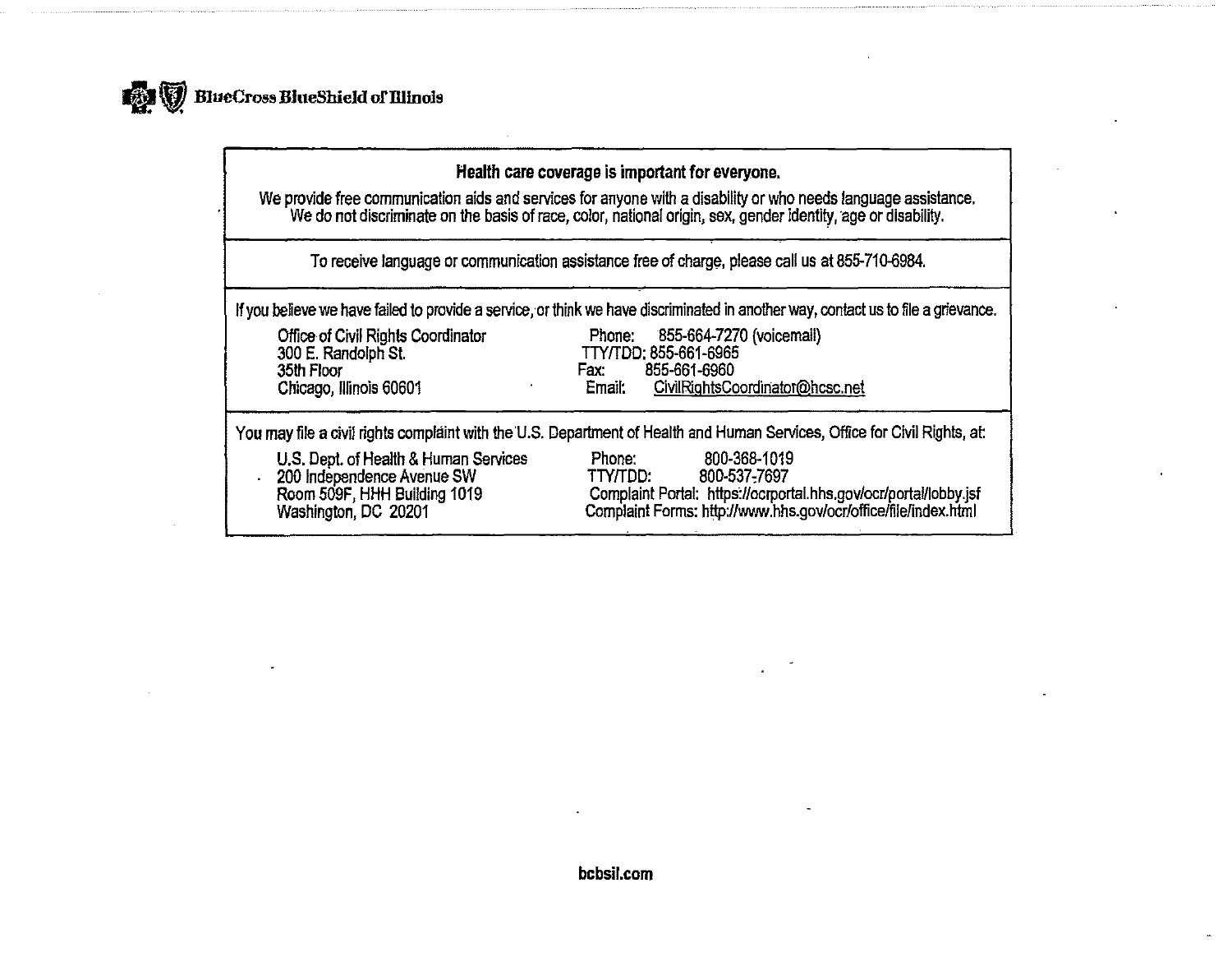BlueCross BlueShield of Illinois

**Health care coverage is important for everyone.**

We provide free communication aids and services for anyone with a disability or who needs language assistance. We do not discriminate on the basis of race, color, national origin, sex, gender identity, age or disability.

To receive language or communication assistance free of charge, please call us at 855-710-6984.

If you believe we have failed to provide a service, or think we have discriminated in another way, contact us to file a grievance.

Office of Civil Rights Coordinator
300 E. Randolph St.
35th Floor
Chicago, Illinois 60601

Phone: 855-664-7270 (voicemail)
TTY/TDD: 855-661-6965
Fax: 855-661-6960
Email: CivilRightsCoordinator@hcsc.net

You may file a civil rights complaint with the U.S. Department of Health and Human Services, Office for Civil Rights, at:

U.S. Dept. of Health & Human Services
200 Independence Avenue SW
Room 509F, HHH Building 1019
Washington, DC 20201

Phone: 800-368-1019
TTY/TDD: 800-537-7697
Complaint Portal: https://ocrportal.hhs.gov/ocr/portal/lobby.jsf
Complaint Forms: http://www.hhs.gov/ocr/office/file/index.html

bcbsil.com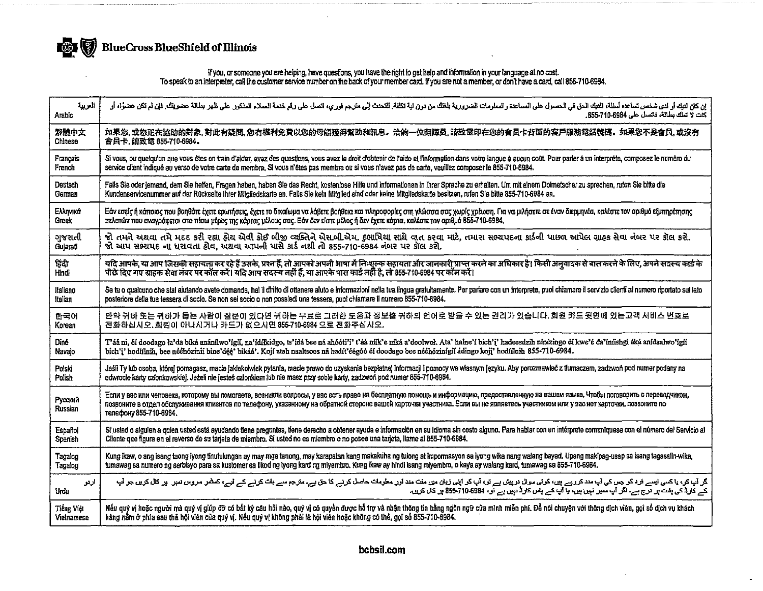# BlueCross BlueShield of Illinois

If you, or someone you are helping, have questions, you have the right to get help and information in your language at no cost. To speak to an interpreter, call the customer service number on the back of your member card. If you are not a member, or don't have a card, call 855-710-6984.

| | |
|---|---|
| العربية Arabic | إن كان لديك أو لدى شخص تساعده أسئلة، فلديك الحق في الحصول على المساعدة والمعلومات الضرورية بلغتك من دون اية تكلفة. للتحدث إلى مترجم فوري، اتصل على رقم خدمة العملاء المذكور على ظهر بطاقة عضويتك. فإن لم تكن عضوًا، أو كنت لا تملك بطاقة، فاتصل على 855-710-6984. |
| 繁體中文 Chinese | 如果您，或您正在協助的對象，對此有疑問，您有權利免費以您的母語獲得幫助和訊息。洽詢一位翻譯員，請致電印在您的會員卡背面的客戶服務電話號碼。如果您不是會員，或沒有會員卡，請致電 855-710-6984。 |
| Français French | Si vous, ou quelqu'un que vous êtes en train d'aider, avez des questions, vous avez le droit d'obtenir de l'aide et l'information dans votre langue à aucun coût. Pour parler à un interprète, composez le numéro du service client indiqué au verso de votre carte de membre. Si vous n'êtes pas membre ou si vous n'avez pas de carte, veuillez composer le 855-710-6984. |
| Deutsch German | Falls Sie oder jemand, dem Sie helfen, Fragen haben, haben Sie das Recht, kostenlose Hilfe und Informationen in Ihrer Sprache zu erhalten. Um mit einem Dolmetscher zu sprechen, rufen Sie bitte die Kundenservicenummer auf der Rückseite Ihrer Mitgliedskarte an. Falls Sie kein Mitglied sind oder keine Mitgliedskarte besitzen, rufen Sie bitte 855-710-6984 an. |
| Ελληνικά Greek | Εάν εσείς ή κάποιος που βοηθάτε έχετε ερωτήσεις, έχετε το δικαίωμα να λάβετε βοήθεια και πληροφορίες στη γλώσσα σας χωρίς χρέωση. Για να μιλήσετε σε έναν διερμηνέα, καλέστε τον αριθμό εξυπηρέτησης πελατών που αναγράφεται στο πίσω μέρος της κάρτας μέλους σας. Εάν δεν είστε μέλος ή δεν έχετε κάρτα, καλέστε τον αριθμό 855-710-6984. |
| ગુજરાતી Gujarati | જો તમને અથવા તમે મદદ કરી રહ્યા હોય એવી કોઈ બીજી વ્યક્તિને એસ.બી.એમ. કાર્યક્રમ સાથે વાત કરવા માટે, તમારા સભ્યપદના કાર્ડની પાછળ આપેલ ગ્રાહક સેવા નંબર પર કૉલ કરો. જો આપ સભ્યપદ ના ધરાવતા હોવ, અથવા આપની પાસે કાર્ડ નથી તો 855-710-6984 નંબર પર કૉલ કરો. |
| हिंदी Hindi | यदि आपके, या आप जिसकी सहायता कर रहे हैं उसके, प्रश्न हैं, तो आपको अपनी भाषा में निःशुल्क सहायता और जानकारी प्राप्त करने का अधिकार है। किसी अनुवादक से बात करने के लिए, अपने सदस्य कार्ड के पीछे दिए गए ग्राहक सेवा नंबर पर कॉल करें। यदि आप सदस्य नहीं हैं, या आपके पास कार्ड नहीं है, तो 855-710-6984 पर कॉल करें। |
| Italiano Italian | Se tu o qualcuno che stai aiutando avete domande, hai il diritto di ottenere aiuto e informazioni nella tua lingua gratuitamente. Per parlare con un interprete, puoi chiamare il servizio clienti al numero riportato sul lato posteriore della tua tessera di socio. Se non sei socio o non possiedi una tessera, puoi chiamare il numero 855-710-6984. |
| 한국어 Korean | 만약 귀하 또는 귀하가 돕는 사람이 질문이 있다면 귀하는 무료로 그러한 도움과 정보를 귀하의 언어로 받을 수 있는 권리가 있습니다. 회원 카드 뒷면에 있는고객 서비스 번호로 전화하십시오. 회원이 아니시거나 카드가 없으시면 855-710-6984 으로 전화주십시오. |
| Diné Navajo | T'áá ni, éí doodago ła'da bíká anánílwo'ígíí, na'ídíłkidgo, ts'ídá bee ná ahóóti'i' t'áá níík'e níká a'doolwoł. Ata' halne'í bich'į' hadeesdzih nínízingo éí kwe'é da'íníishgi áká anídaalwo'ígíí bich'į' hodíílnih, bee nééhózinii bine'déé' bikáá'. Kojí atah naaltsoos ná hadít'éégóó éí doodago bee nééhózinígíí ádingo kojį' hodíílnih 855-710-6984. |
| Polski Polish | Jeśli Ty lub osoba, której pomagasz, macie jakiekolwiek pytania, macie prawo do uzyskania bezpłatnej informacji i pomocy we własnym języku. Aby porozmawiać z tłumaczem, zadzwoń pod numer podany na odwrocie karty członkowskiej. Jeżeli nie jesteś członkiem lub nie masz przy sobie karty, zadzwoń pod numer 855-710-6984. |
| Русский Russian | Если у вас или человека, которому вы помогаете, возникли вопросы, у вас есть право на бесплатную помощь и информацию, предоставленную на вашем языке. Чтобы поговорить с переводчиком, позвоните в отдел обслуживания клиентов по телефону, указанному на обратной стороне вашей карточки участника. Если вы не являетесь участником или у вас нет карточки, позвоните по телефону 855-710-6984. |
| Español Spanish | Si usted o alguien a quien usted está ayudando tiene preguntas, tiene derecho a obtener ayuda e información en su idioma sin costo alguno. Para hablar con un intérprete comuníquese con el número del Servicio al Cliente que figura en el reverso de su tarjeta de miembro. Si usted no es miembro o no posee una tarjeta, llame al 855-710-6984. |
| Tagalog Tagalog | Kung ikaw, o ang isang taong iyong tinutulungan ay may mga tanong, may karapatan kang makakuha ng tulong at impormasyon sa iyong wika nang walang bayad. Upang makipag-usap sa isang tagasalin-wika, tumawag sa numero ng serbisyo para sa kustomer sa likod ng iyong kard ng miyembro. Kung ikaw ay hindi isang miyembro, o kaya ay walang kard, tumawag sa 855-710-6984. |
| اردو Urdu | گر آپ کو، یا کسی ایسے فرد کو جس کی آپ مدد کررہے ہیں، کوئی سوال درپیش ہے تو، آپ کو اپنی زبان میں مفت مدد اور معلومات حاصل کرنے کا حق ہے۔ مترجم سے بات کرنے کے لیے، کسٹمر سروس نمبر پر کال کریں جو آپ کے کارڈ کی پشت پر درج ہے۔ اگر آپ ممبر نہیں ہیں، یا آپ کے پاس کارڈ نہیں ہے تو، 855-710-6984 پر کال کریں۔ |
| Tiếng Việt Vietnamese | Nếu quý vị hoặc người mà quý vị giúp đỡ có bất kỳ câu hỏi nào, quý vị có quyền được hỗ trợ và nhận thông tin bằng ngôn ngữ của mình miễn phí. Để nói chuyện với thông dịch viên, gọi số dịch vụ khách hàng nằm ở phía sau thẻ hội viên của quý vị. Nếu quý vị không phải là hội viên hoặc không có thẻ, gọi số 855-710-6984. |

bcbsil.com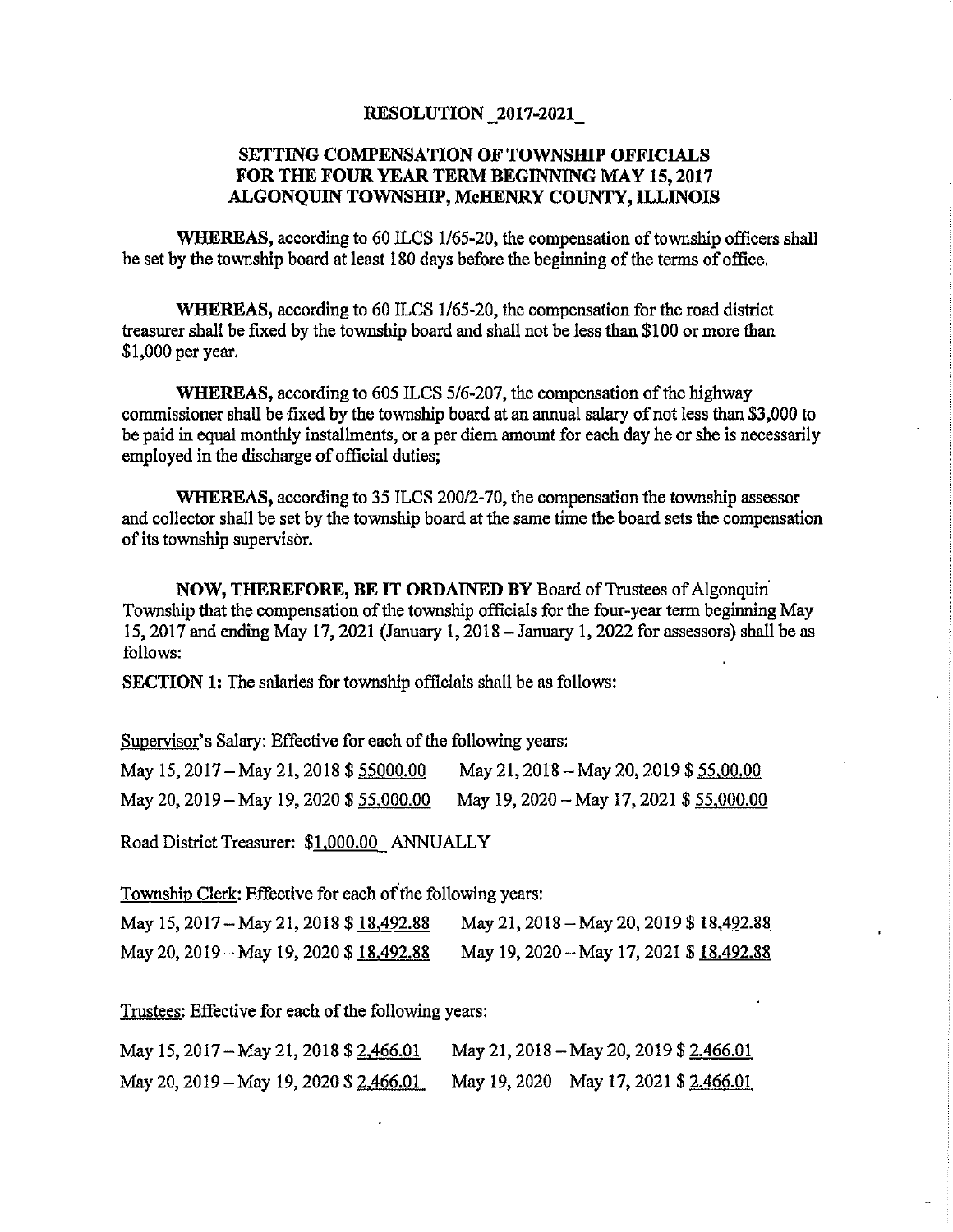**RESOLUTION _2017-2021_**

**SETTING COMPENSATION OF TOWNSHIP OFFICIALS FOR THE FOUR YEAR TERM BEGINNING MAY 15, 2017 ALGONQUIN TOWNSHIP, McHENRY COUNTY, ILLINOIS**

**WHEREAS,** according to 60 ILCS 1/65-20, the compensation of township officers shall be set by the township board at least 180 days before the beginning of the terms of office.

**WHEREAS,** according to 60 ILCS 1/65-20, the compensation for the road district treasurer shall be fixed by the township board and shall not be less than $100 or more than $1,000 per year.

**WHEREAS,** according to 605 ILCS 5/6-207, the compensation of the highway commissioner shall be fixed by the township board at an annual salary of not less than $3,000 to be paid in equal monthly installments, or a per diem amount for each day he or she is necessarily employed in the discharge of official duties;

**WHEREAS,** according to 35 ILCS 200/2-70, the compensation the township assessor and collector shall be set by the township board at the same time the board sets the compensation of its township supervisor.

**NOW, THEREFORE, BE IT ORDAINED BY** Board of Trustees of Algonquin Township that the compensation of the township officials for the four-year term beginning May 15, 2017 and ending May 17, 2021 (January 1, 2018 – January 1, 2022 for assessors) shall be as follows:

**SECTION 1:** The salaries for township officials shall be as follows:

Supervisor's Salary: Effective for each of the following years:

May 15, 2017 – May 21, 2018 $ 55000.00 May 21, 2018 – May 20, 2019 $ 55,00.00

May 20, 2019 – May 19, 2020 $ 55,000.00 May 19, 2020 – May 17, 2021 $ 55,000.00

Road District Treasurer: $1,000.00 ANNUALLY

Township Clerk: Effective for each of the following years:

May 15, 2017 – May 21, 2018 $ 18,492.88 May 21, 2018 – May 20, 2019 $ 18,492.88

May 20, 2019 – May 19, 2020 $ 18,492.88 May 19, 2020 – May 17, 2021 $ 18,492.88

Trustees: Effective for each of the following years:

May 15, 2017 – May 21, 2018 $ 2,466.01 May 21, 2018 – May 20, 2019 $ 2,466.01

May 20, 2019 – May 19, 2020 $ 2,466.01 May 19, 2020 – May 17, 2021 $ 2,466.01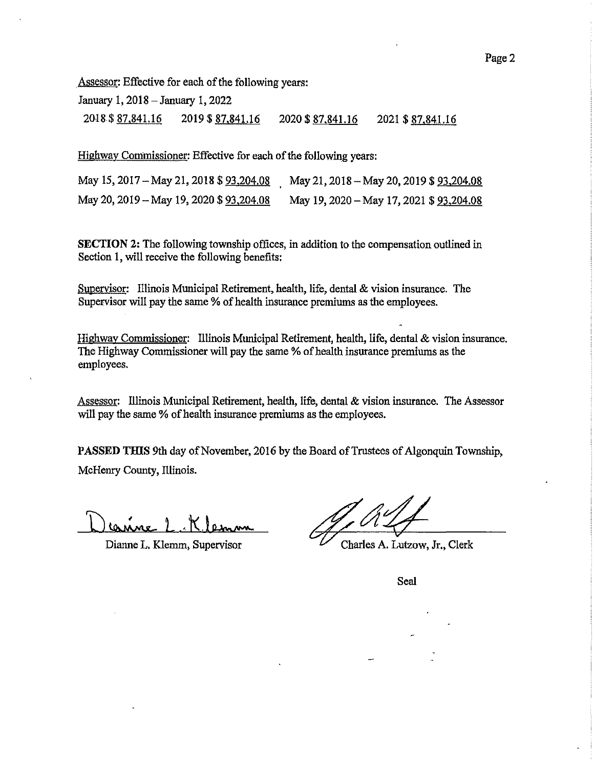Assessor: Effective for each of the following years:

January 1, 2018 – January 1, 2022

2018 $ 87,841.16    2019 $ 87,841.16    2020 $ 87,841.16    2021 $ 87,841.16

Highway Commissioner: Effective for each of the following years:

May 15, 2017 – May 21, 2018 $ 93,204.08    May 21, 2018 – May 20, 2019 $ 93,204.08

May 20, 2019 – May 19, 2020 $ 93,204.08    May 19, 2020 – May 17, 2021 $ 93,204.08

**SECTION 2:** The following township offices, in addition to the compensation outlined in Section 1, will receive the following benefits:

Supervisor: Illinois Municipal Retirement, health, life, dental & vision insurance. The Supervisor will pay the same % of health insurance premiums as the employees.

Highway Commissioner: Illinois Municipal Retirement, health, life, dental & vision insurance. The Highway Commissioner will pay the same % of health insurance premiums as the employees.

Assessor: Illinois Municipal Retirement, health, life, dental & vision insurance. The Assessor will pay the same % of health insurance premiums as the employees.

**PASSED THIS** 9th day of November, 2016 by the Board of Trustees of Algonquin Township, McHenry County, Illinois.

Dianne L. Klemm, Supervisor

Charles A. Lutzow, Jr., Clerk

Seal